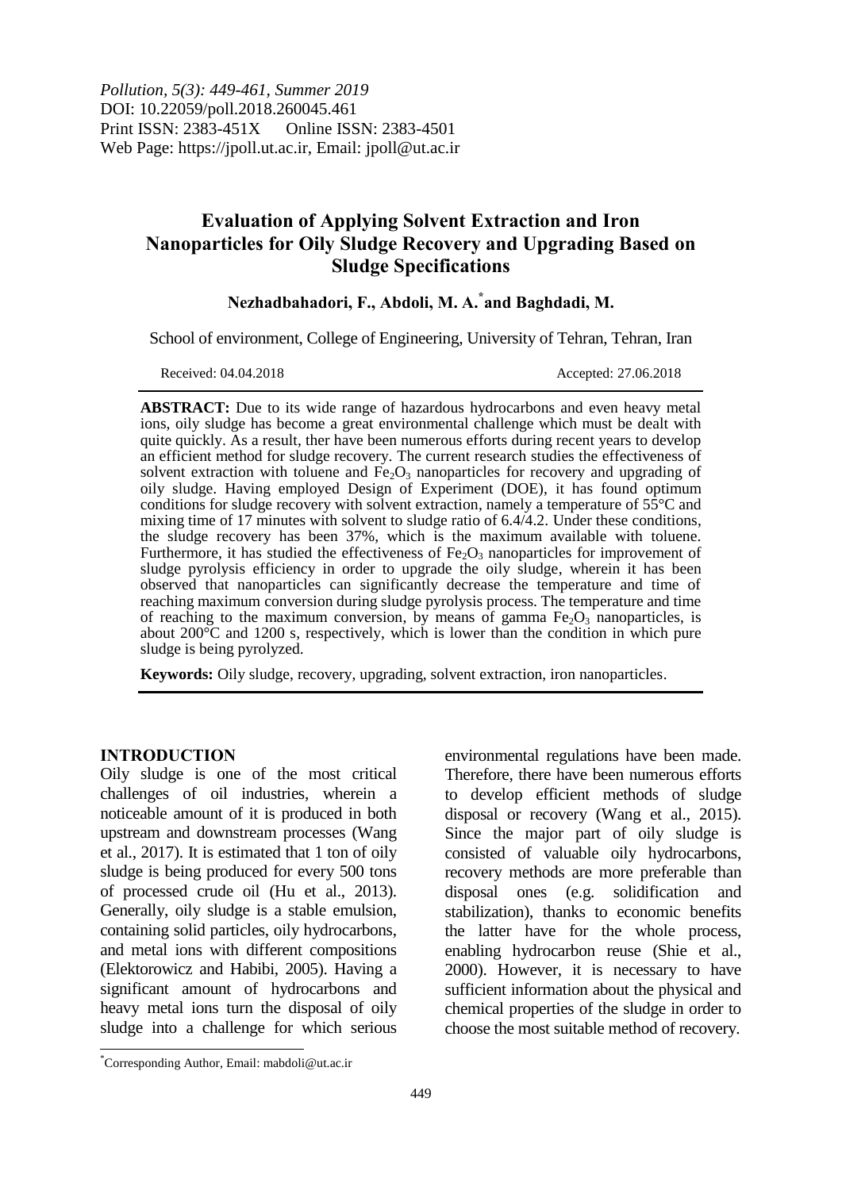# Evaluation of Applying Solvent Extraction and Iron Nanoparticles for Oily Sludge Recovery and Upgrading Based on Sludge Specifications

**Nezhadbahadori, F., Abdoli, M. A.[*] and Baghdadi, M.**

School of environment, College of Engineering, University of Tehran, Tehran, Iran

Received: 04.04.2018 Accepted: 27.06.2018

**ABSTRACT:** Due to its wide range of hazardous hydrocarbons and even heavy metal ions, oily sludge has become a great environmental challenge which must be dealt with quite quickly. As a result, ther have been numerous efforts during recent years to develop an efficient method for sludge recovery. The current research studies the effectiveness of solvent extraction with toluene and $Fe_2O_3$ nanoparticles for recovery and upgrading of oily sludge. Having employed Design of Experiment (DOE), it has found optimum conditions for sludge recovery with solvent extraction, namely a temperature of 55°C and mixing time of 17 minutes with solvent to sludge ratio of 6.4/4.2. Under these conditions, the sludge recovery has been 37%, which is the maximum available with toluene. Furthermore, it has studied the effectiveness of $Fe_2O_3$ nanoparticles for improvement of sludge pyrolysis efficiency in order to upgrade the oily sludge, wherein it has been observed that nanoparticles can significantly decrease the temperature and time of reaching maximum conversion during sludge pyrolysis process. The temperature and time of reaching to the maximum conversion, by means of gamma $Fe_2O_3$ nanoparticles, is about 200°C and 1200 s, respectively, which is lower than the condition in which pure sludge is being pyrolyzed.

**Keywords:** Oily sludge, recovery, upgrading, solvent extraction, iron nanoparticles.

## INTRODUCTION

Oily sludge is one of the most critical challenges of oil industries, wherein a noticeable amount of it is produced in both upstream and downstream processes (Wang et al., 2017). It is estimated that 1 ton of oily sludge is being produced for every 500 tons of processed crude oil (Hu et al., 2013). Generally, oily sludge is a stable emulsion, containing solid particles, oily hydrocarbons, and metal ions with different compositions (Elektorowicz and Habibi, 2005). Having a significant amount of hydrocarbons and heavy metal ions turn the disposal of oily sludge into a challenge for which serious environmental regulations have been made. Therefore, there have been numerous efforts to develop efficient methods of sludge disposal or recovery (Wang et al., 2015). Since the major part of oily sludge is consisted of valuable oily hydrocarbons, recovery methods are more preferable than disposal ones (e.g. solidification and stabilization), thanks to economic benefits the latter have for the whole process, enabling hydrocarbon reuse (Shie et al., 2000). However, it is necessary to have sufficient information about the physical and chemical properties of the sludge in order to choose the most suitable method of recovery.

[*]Corresponding Author, Email: mabdoli@ut.ac.ir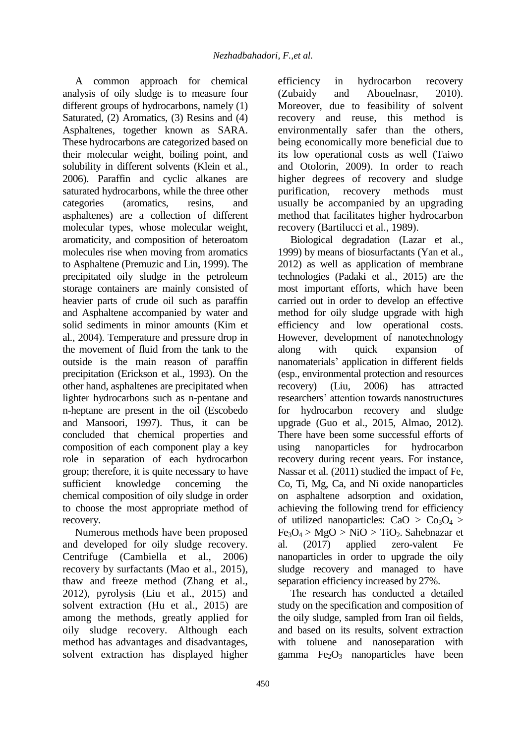A common approach for chemical analysis of oily sludge is to measure four different groups of hydrocarbons, namely (1) Saturated, (2) Aromatics, (3) Resins and (4) Asphaltenes, together known as SARA. These hydrocarbons are categorized based on their molecular weight, boiling point, and solubility in different solvents (Klein et al., 2006). Paraffin and cyclic alkanes are saturated hydrocarbons, while the three other categories (aromatics, resins, and asphaltenes) are a collection of different molecular types, whose molecular weight, aromaticity, and composition of heteroatom molecules rise when moving from aromatics to Asphaltene (Premuzic and Lin, 1999). The precipitated oily sludge in the petroleum storage containers are mainly consisted of heavier parts of crude oil such as paraffin and Asphaltene accompanied by water and solid sediments in minor amounts (Kim et al., 2004). Temperature and pressure drop in the movement of fluid from the tank to the outside is the main reason of paraffin precipitation (Erickson et al., 1993). On the other hand, asphaltenes are precipitated when lighter hydrocarbons such as n-pentane and n-heptane are present in the oil (Escobedo and Mansoori, 1997). Thus, it can be concluded that chemical properties and composition of each component play a key role in separation of each hydrocarbon group; therefore, it is quite necessary to have sufficient knowledge concerning the chemical composition of oily sludge in order to choose the most appropriate method of recovery.

Numerous methods have been proposed and developed for oily sludge recovery. Centrifuge (Cambiella et al., 2006) recovery by surfactants (Mao et al., 2015), thaw and freeze method (Zhang et al., 2012), pyrolysis (Liu et al., 2015) and solvent extraction (Hu et al., 2015) are among the methods, greatly applied for oily sludge recovery. Although each method has advantages and disadvantages, solvent extraction has displayed higher efficiency in hydrocarbon recovery (Zubaidy and Abouelnasr, 2010). Moreover, due to feasibility of solvent recovery and reuse, this method is environmentally safer than the others, being economically more beneficial due to its low operational costs as well (Taiwo and Otolorin, 2009). In order to reach higher degrees of recovery and sludge purification, recovery methods must usually be accompanied by an upgrading method that facilitates higher hydrocarbon recovery (Bartilucci et al., 1989).

Biological degradation (Lazar et al., 1999) by means of biosurfactants (Yan et al., 2012) as well as application of membrane technologies (Padaki et al., 2015) are the most important efforts, which have been carried out in order to develop an effective method for oily sludge upgrade with high efficiency and low operational costs. However, development of nanotechnology along with quick expansion of nanomaterials' application in different fields (esp., environmental protection and resources recovery) (Liu, 2006) has attracted researchers' attention towards nanostructures for hydrocarbon recovery and sludge upgrade (Guo et al., 2015, Almao, 2012). There have been some successful efforts of using nanoparticles for hydrocarbon recovery during recent years. For instance, Nassar et al. (2011) studied the impact of Fe, Co, Ti, Mg, Ca, and Ni oxide nanoparticles on asphaltene adsorption and oxidation, achieving the following trend for efficiency of utilized nanoparticles: $CaO > Co_3O_4 > Fe_3O_4 > MgO > NiO > TiO_2$. Sahebnazar et al. (2017) applied zero-valent Fe nanoparticles in order to upgrade the oily sludge recovery and managed to have separation efficiency increased by 27%.

The research has conducted a detailed study on the specification and composition of the oily sludge, sampled from Iran oil fields, and based on its results, solvent extraction with toluene and nanoseparation with gamma $Fe_2O_3$ nanoparticles have been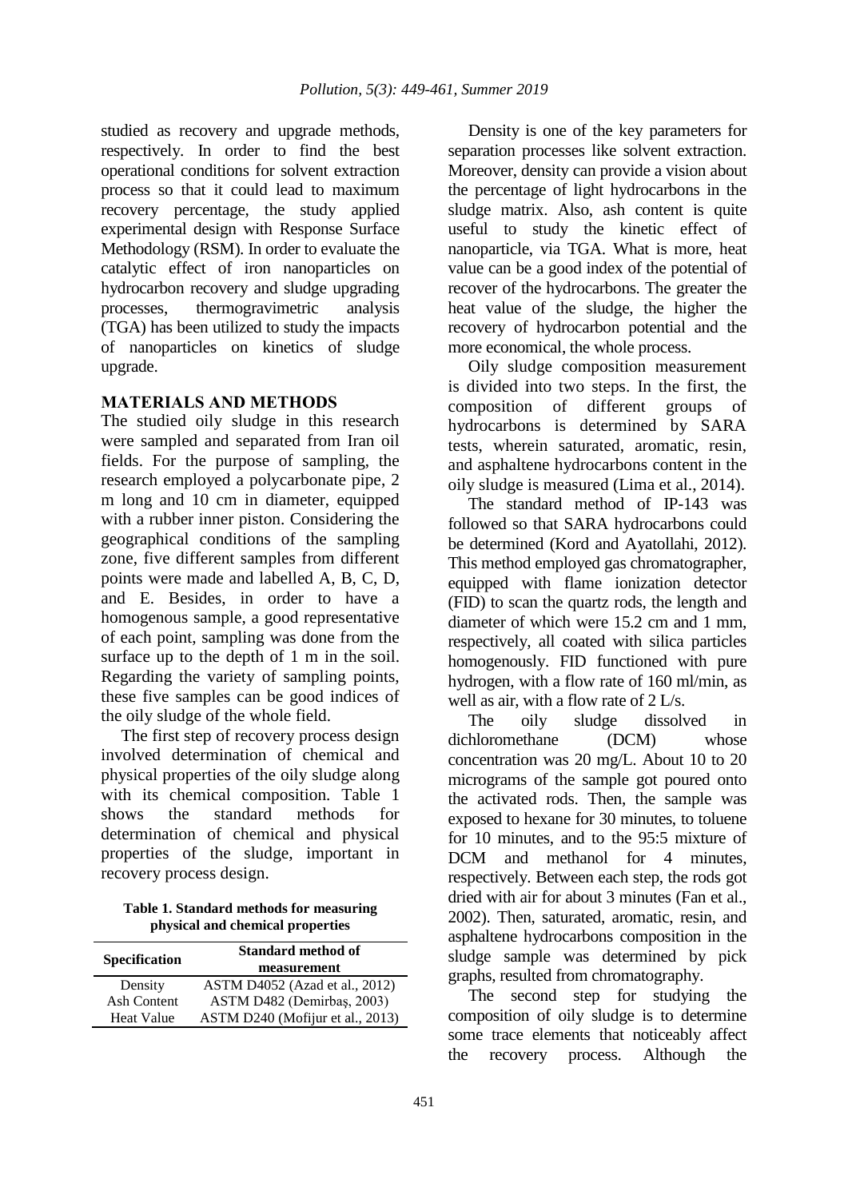studied as recovery and upgrade methods, respectively. In order to find the best operational conditions for solvent extraction process so that it could lead to maximum recovery percentage, the study applied experimental design with Response Surface Methodology (RSM). In order to evaluate the catalytic effect of iron nanoparticles on hydrocarbon recovery and sludge upgrading processes, thermogravimetric analysis (TGA) has been utilized to study the impacts of nanoparticles on kinetics of sludge upgrade.

## MATERIALS AND METHODS

The studied oily sludge in this research were sampled and separated from Iran oil fields. For the purpose of sampling, the research employed a polycarbonate pipe, 2 m long and 10 cm in diameter, equipped with a rubber inner piston. Considering the geographical conditions of the sampling zone, five different samples from different points were made and labelled A, B, C, D, and E. Besides, in order to have a homogenous sample, a good representative of each point, sampling was done from the surface up to the depth of 1 m in the soil. Regarding the variety of sampling points, these five samples can be good indices of the oily sludge of the whole field.

The first step of recovery process design involved determination of chemical and physical properties of the oily sludge along with its chemical composition. Table 1 shows the standard methods for determination of chemical and physical properties of the sludge, important in recovery process design.

**Table 1. Standard methods for measuring physical and chemical properties**

| Specification | Standard method of measurement |
|---|---|
| Density | ASTM D4052 (Azad et al., 2012) |
| Ash Content | ASTM D482 (Demirbaş, 2003) |
| Heat Value | ASTM D240 (Mofijur et al., 2013) |

Density is one of the key parameters for separation processes like solvent extraction. Moreover, density can provide a vision about the percentage of light hydrocarbons in the sludge matrix. Also, ash content is quite useful to study the kinetic effect of nanoparticle, via TGA. What is more, heat value can be a good index of the potential of recover of the hydrocarbons. The greater the heat value of the sludge, the higher the recovery of hydrocarbon potential and the more economical, the whole process.

Oily sludge composition measurement is divided into two steps. In the first, the composition of different groups of hydrocarbons is determined by SARA tests, wherein saturated, aromatic, resin, and asphaltene hydrocarbons content in the oily sludge is measured (Lima et al., 2014).

The standard method of IP-143 was followed so that SARA hydrocarbons could be determined (Kord and Ayatollahi, 2012). This method employed gas chromatographer, equipped with flame ionization detector (FID) to scan the quartz rods, the length and diameter of which were 15.2 cm and 1 mm, respectively, all coated with silica particles homogenously. FID functioned with pure hydrogen, with a flow rate of 160 ml/min, as well as air, with a flow rate of 2 L/s.

The oily sludge dissolved in dichloromethane (DCM) whose concentration was 20 mg/L. About 10 to 20 micrograms of the sample got poured onto the activated rods. Then, the sample was exposed to hexane for 30 minutes, to toluene for 10 minutes, and to the 95:5 mixture of DCM and methanol for 4 minutes, respectively. Between each step, the rods got dried with air for about 3 minutes (Fan et al., 2002). Then, saturated, aromatic, resin, and asphaltene hydrocarbons composition in the sludge sample was determined by pick graphs, resulted from chromatography.

The second step for studying the composition of oily sludge is to determine some trace elements that noticeably affect the recovery process. Although the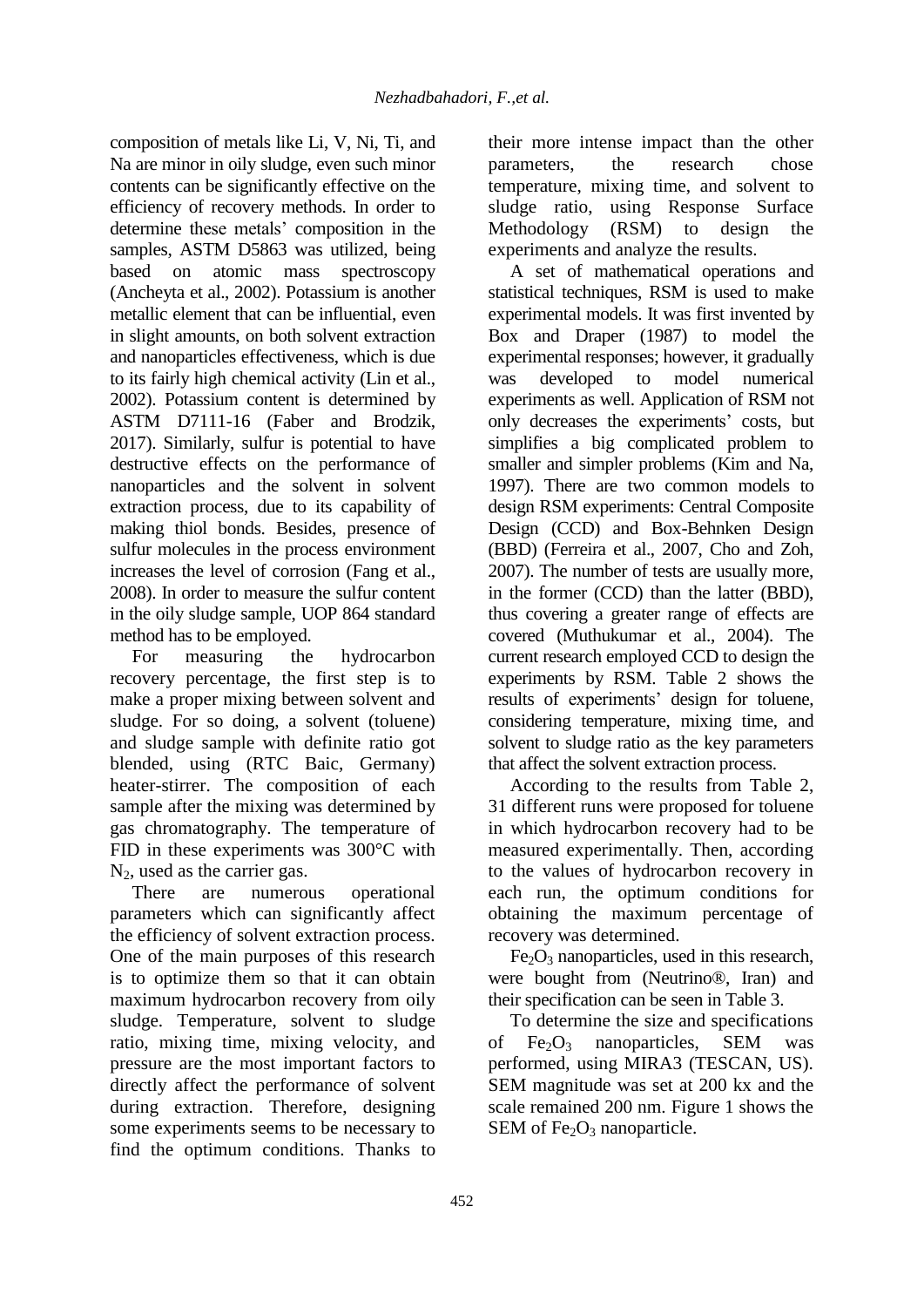composition of metals like Li, V, Ni, Ti, and Na are minor in oily sludge, even such minor contents can be significantly effective on the efficiency of recovery methods. In order to determine these metals' composition in the samples, ASTM D5863 was utilized, being based on atomic mass spectroscopy (Ancheyta et al., 2002). Potassium is another metallic element that can be influential, even in slight amounts, on both solvent extraction and nanoparticles effectiveness, which is due to its fairly high chemical activity (Lin et al., 2002). Potassium content is determined by ASTM D7111-16 (Faber and Brodzik, 2017). Similarly, sulfur is potential to have destructive effects on the performance of nanoparticles and the solvent in solvent extraction process, due to its capability of making thiol bonds. Besides, presence of sulfur molecules in the process environment increases the level of corrosion (Fang et al., 2008). In order to measure the sulfur content in the oily sludge sample, UOP 864 standard method has to be employed.

For measuring the hydrocarbon recovery percentage, the first step is to make a proper mixing between solvent and sludge. For so doing, a solvent (toluene) and sludge sample with definite ratio got blended, using (RTC Baic, Germany) heater-stirrer. The composition of each sample after the mixing was determined by gas chromatography. The temperature of FID in these experiments was 300°C with $N_2$, used as the carrier gas.

There are numerous operational parameters which can significantly affect the efficiency of solvent extraction process. One of the main purposes of this research is to optimize them so that it can obtain maximum hydrocarbon recovery from oily sludge. Temperature, solvent to sludge ratio, mixing time, mixing velocity, and pressure are the most important factors to directly affect the performance of solvent during extraction. Therefore, designing some experiments seems to be necessary to find the optimum conditions. Thanks to their more intense impact than the other parameters, the research chose temperature, mixing time, and solvent to sludge ratio, using Response Surface Methodology (RSM) to design the experiments and analyze the results.

A set of mathematical operations and statistical techniques, RSM is used to make experimental models. It was first invented by Box and Draper (1987) to model the experimental responses; however, it gradually was developed to model numerical experiments as well. Application of RSM not only decreases the experiments' costs, but simplifies a big complicated problem to smaller and simpler problems (Kim and Na, 1997). There are two common models to design RSM experiments: Central Composite Design (CCD) and Box-Behnken Design (BBD) (Ferreira et al., 2007, Cho and Zoh, 2007). The number of tests are usually more, in the former (CCD) than the latter (BBD), thus covering a greater range of effects are covered (Muthukumar et al., 2004). The current research employed CCD to design the experiments by RSM. Table 2 shows the results of experiments' design for toluene, considering temperature, mixing time, and solvent to sludge ratio as the key parameters that affect the solvent extraction process.

According to the results from Table 2, 31 different runs were proposed for toluene in which hydrocarbon recovery had to be measured experimentally. Then, according to the values of hydrocarbon recovery in each run, the optimum conditions for obtaining the maximum percentage of recovery was determined.

$Fe_2O_3$ nanoparticles, used in this research, were bought from (Neutrino®, Iran) and their specification can be seen in Table 3.

To determine the size and specifications of $Fe_2O_3$ nanoparticles, SEM was performed, using MIRA3 (TESCAN, US). SEM magnitude was set at 200 kx and the scale remained 200 nm. Figure 1 shows the SEM of $Fe_2O_3$ nanoparticle.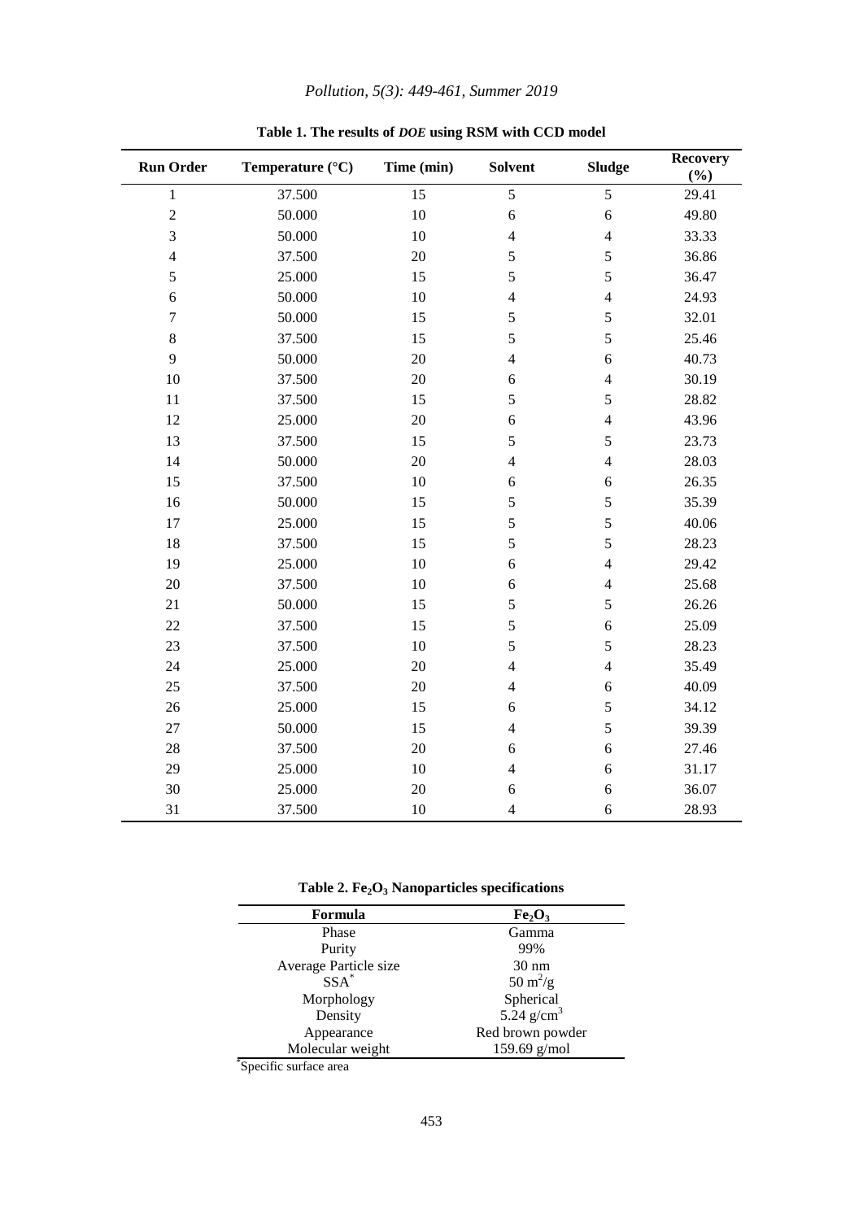**Table 1. The results of *DOE* using RSM with CCD model**

| Run Order | Temperature (°C) | Time (min) | Solvent | Sludge | Recovery (%) |
|---|---|---|---|---|---|
| 1 | 37.500 | 15 | 5 | 5 | 29.41 |
| 2 | 50.000 | 10 | 6 | 6 | 49.80 |
| 3 | 50.000 | 10 | 4 | 4 | 33.33 |
| 4 | 37.500 | 20 | 5 | 5 | 36.86 |
| 5 | 25.000 | 15 | 5 | 5 | 36.47 |
| 6 | 50.000 | 10 | 4 | 4 | 24.93 |
| 7 | 50.000 | 15 | 5 | 5 | 32.01 |
| 8 | 37.500 | 15 | 5 | 5 | 25.46 |
| 9 | 50.000 | 20 | 4 | 6 | 40.73 |
| 10 | 37.500 | 20 | 6 | 4 | 30.19 |
| 11 | 37.500 | 15 | 5 | 5 | 28.82 |
| 12 | 25.000 | 20 | 6 | 4 | 43.96 |
| 13 | 37.500 | 15 | 5 | 5 | 23.73 |
| 14 | 50.000 | 20 | 4 | 4 | 28.03 |
| 15 | 37.500 | 10 | 6 | 6 | 26.35 |
| 16 | 50.000 | 15 | 5 | 5 | 35.39 |
| 17 | 25.000 | 15 | 5 | 5 | 40.06 |
| 18 | 37.500 | 15 | 5 | 5 | 28.23 |
| 19 | 25.000 | 10 | 6 | 4 | 29.42 |
| 20 | 37.500 | 10 | 6 | 4 | 25.68 |
| 21 | 50.000 | 15 | 5 | 5 | 26.26 |
| 22 | 37.500 | 15 | 5 | 6 | 25.09 |
| 23 | 37.500 | 10 | 5 | 5 | 28.23 |
| 24 | 25.000 | 20 | 4 | 4 | 35.49 |
| 25 | 37.500 | 20 | 4 | 6 | 40.09 |
| 26 | 25.000 | 15 | 6 | 5 | 34.12 |
| 27 | 50.000 | 15 | 4 | 5 | 39.39 |
| 28 | 37.500 | 20 | 6 | 6 | 27.46 |
| 29 | 25.000 | 10 | 4 | 6 | 31.17 |
| 30 | 25.000 | 20 | 6 | 6 | 36.07 |
| 31 | 37.500 | 10 | 4 | 6 | 28.93 |

**Table 2. $Fe_2O_3$ Nanoparticles specifications**

| Formula | $Fe_2O_3$ |
|---|---|
| Phase | Gamma |
| Purity | 99% |
| Average Particle size | 30 nm |
| SSA* | 50 $m^2/g$ |
| Morphology | Spherical |
| Density | 5.24 $g/cm^3$ |
| Appearance | Red brown powder |
| Molecular weight | 159.69 g/mol |

*Specific surface area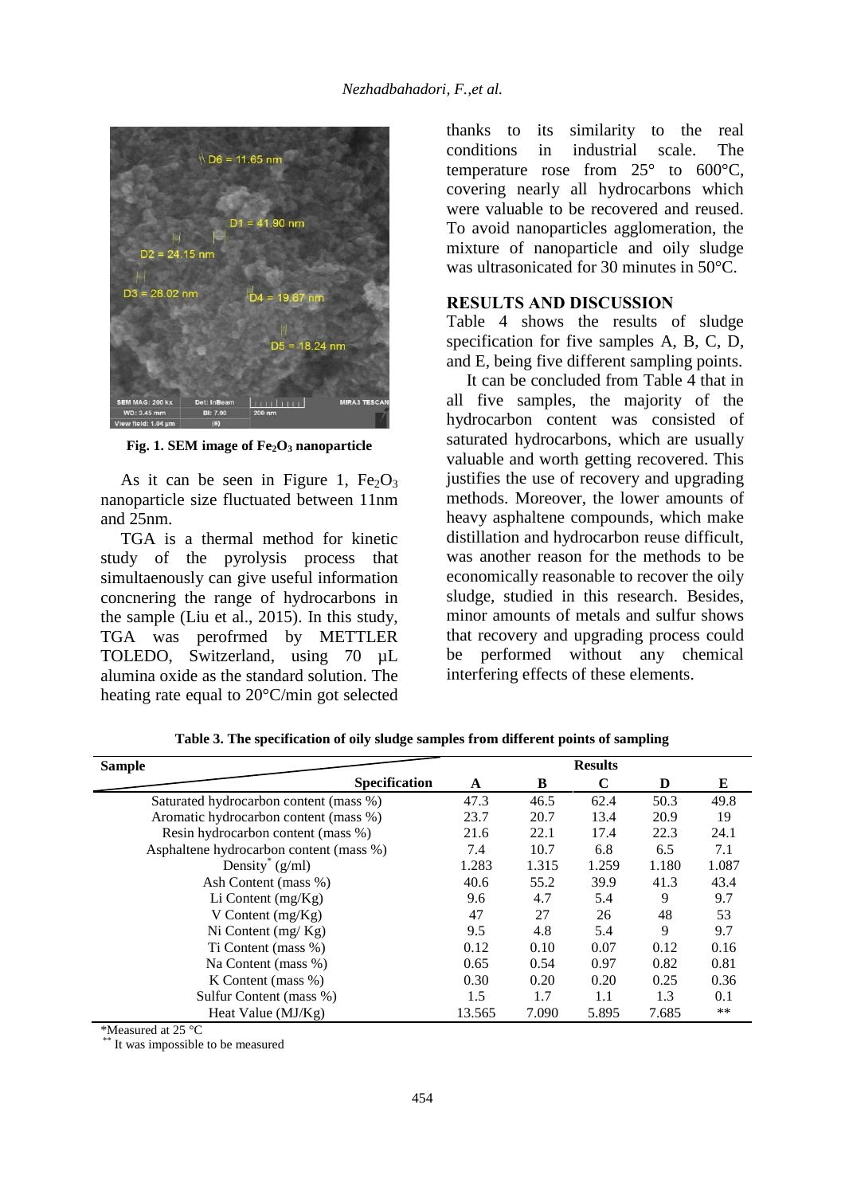Fig. 1. SEM image of $Fe_2O_3$ nanoparticle

As it can be seen in Figure 1, $Fe_2O_3$ nanoparticle size fluctuated between 11nm and 25nm.

TGA is a thermal method for kinetic study of the pyrolysis process that simultaenously can give useful information concnering the range of hydrocarbons in the sample (Liu et al., 2015). In this study, TGA was perofrmed by METTLER TOLEDO, Switzerland, using 70 µL alumina oxide as the standard solution. The heating rate equal to 20°C/min got selected thanks to its similarity to the real conditions in industrial scale. The temperature rose from 25° to 600°C, covering nearly all hydrocarbons which were valuable to be recovered and reused. To avoid nanoparticles agglomeration, the mixture of nanoparticle and oily sludge was ultrasonicated for 30 minutes in 50°C.

## RESULTS AND DISCUSSION

Table 4 shows the results of sludge specification for five samples A, B, C, D, and E, being five different sampling points.

It can be concluded from Table 4 that in all five samples, the majority of the hydrocarbon content was consisted of saturated hydrocarbons, which are usually valuable and worth getting recovered. This justifies the use of recovery and upgrading methods. Moreover, the lower amounts of heavy asphaltene compounds, which make distillation and hydrocarbon reuse difficult, was another reason for the methods to be economically reasonable to recover the oily sludge, studied in this research. Besides, minor amounts of metals and sulfur shows that recovery and upgrading process could be performed without any chemical interfering effects of these elements.

**Table 3. The specification of oily sludge samples from different points of sampling**

| Sample / Specification | Results A | B | C | D | E |
|---|---|---|---|---|---|
| Saturated hydrocarbon content (mass %) | 47.3 | 46.5 | 62.4 | 50.3 | 49.8 |
| Aromatic hydrocarbon content (mass %) | 23.7 | 20.7 | 13.4 | 20.9 | 19 |
| Resin hydrocarbon content (mass %) | 21.6 | 22.1 | 17.4 | 22.3 | 24.1 |
| Asphaltene hydrocarbon content (mass %) | 7.4 | 10.7 | 6.8 | 6.5 | 7.1 |
| Density* (g/ml) | 1.283 | 1.315 | 1.259 | 1.180 | 1.087 |
| Ash Content (mass %) | 40.6 | 55.2 | 39.9 | 41.3 | 43.4 |
| Li Content (mg/Kg) | 9.6 | 4.7 | 5.4 | 9 | 9.7 |
| V Content (mg/Kg) | 47 | 27 | 26 | 48 | 53 |
| Ni Content (mg/ Kg) | 9.5 | 4.8 | 5.4 | 9 | 9.7 |
| Ti Content (mass %) | 0.12 | 0.10 | 0.07 | 0.12 | 0.16 |
| Na Content (mass %) | 0.65 | 0.54 | 0.97 | 0.82 | 0.81 |
| K Content (mass %) | 0.30 | 0.20 | 0.20 | 0.25 | 0.36 |
| Sulfur Content (mass %) | 1.5 | 1.7 | 1.1 | 1.3 | 0.1 |
| Heat Value (MJ/Kg) | 13.565 | 7.090 | 5.895 | 7.685 | ** |

*Measured at 25 °C

** It was impossible to be measured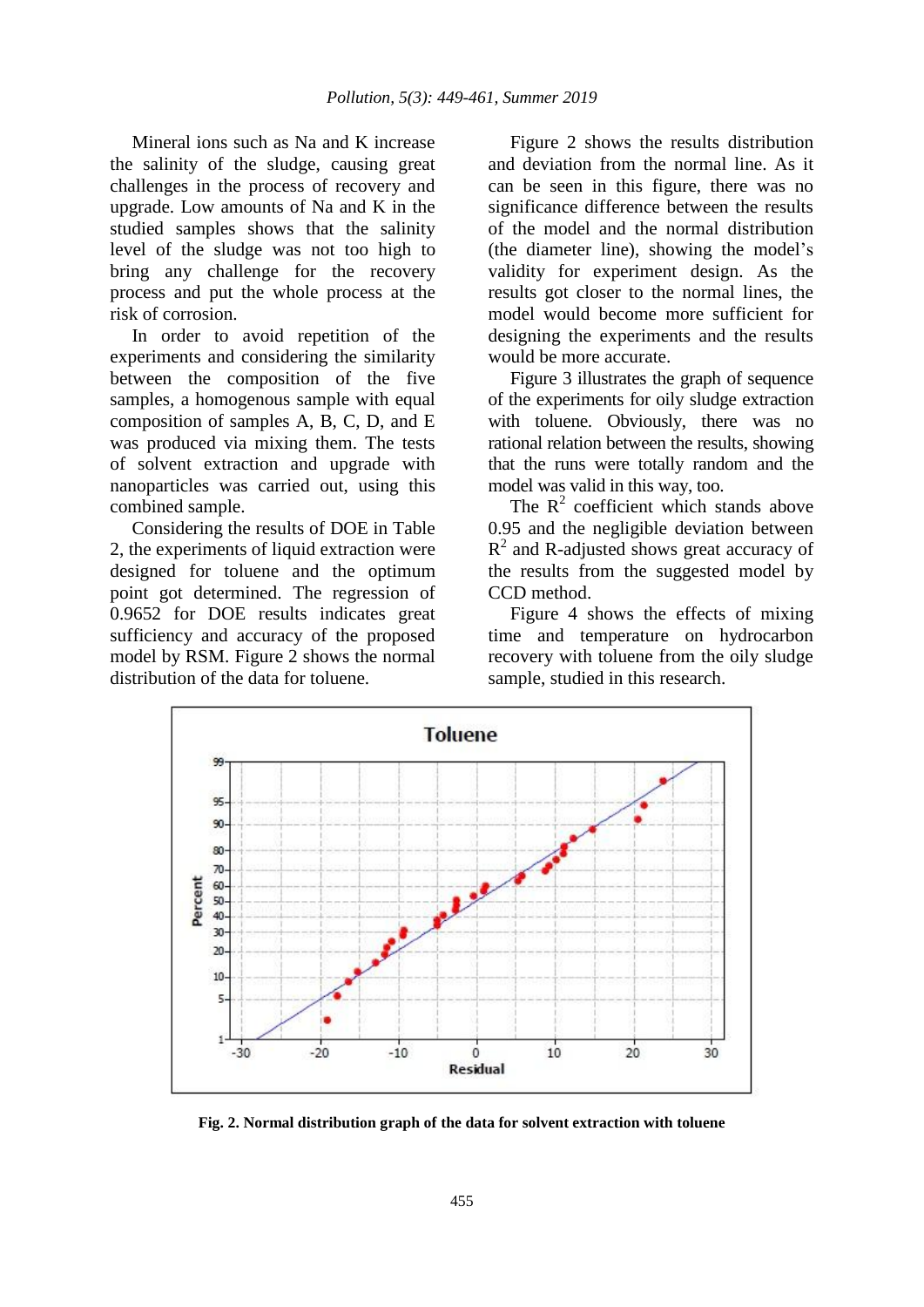Mineral ions such as Na and K increase the salinity of the sludge, causing great challenges in the process of recovery and upgrade. Low amounts of Na and K in the studied samples shows that the salinity level of the sludge was not too high to bring any challenge for the recovery process and put the whole process at the risk of corrosion.

In order to avoid repetition of the experiments and considering the similarity between the composition of the five samples, a homogenous sample with equal composition of samples A, B, C, D, and E was produced via mixing them. The tests of solvent extraction and upgrade with nanoparticles was carried out, using this combined sample.

Considering the results of DOE in Table 2, the experiments of liquid extraction were designed for toluene and the optimum point got determined. The regression of 0.9652 for DOE results indicates great sufficiency and accuracy of the proposed model by RSM. Figure 2 shows the normal distribution of the data for toluene.

Figure 2 shows the results distribution and deviation from the normal line. As it can be seen in this figure, there was no significance difference between the results of the model and the normal distribution (the diameter line), showing the model's validity for experiment design. As the results got closer to the normal lines, the model would become more sufficient for designing the experiments and the results would be more accurate.

Figure 3 illustrates the graph of sequence of the experiments for oily sludge extraction with toluene. Obviously, there was no rational relation between the results, showing that the runs were totally random and the model was valid in this way, too.

The $R^2$ coefficient which stands above 0.95 and the negligible deviation between $R^2$ and R-adjusted shows great accuracy of the results from the suggested model by CCD method.

Figure 4 shows the effects of mixing time and temperature on hydrocarbon recovery with toluene from the oily sludge sample, studied in this research.

**Fig. 2. Normal distribution graph of the data for solvent extraction with toluene**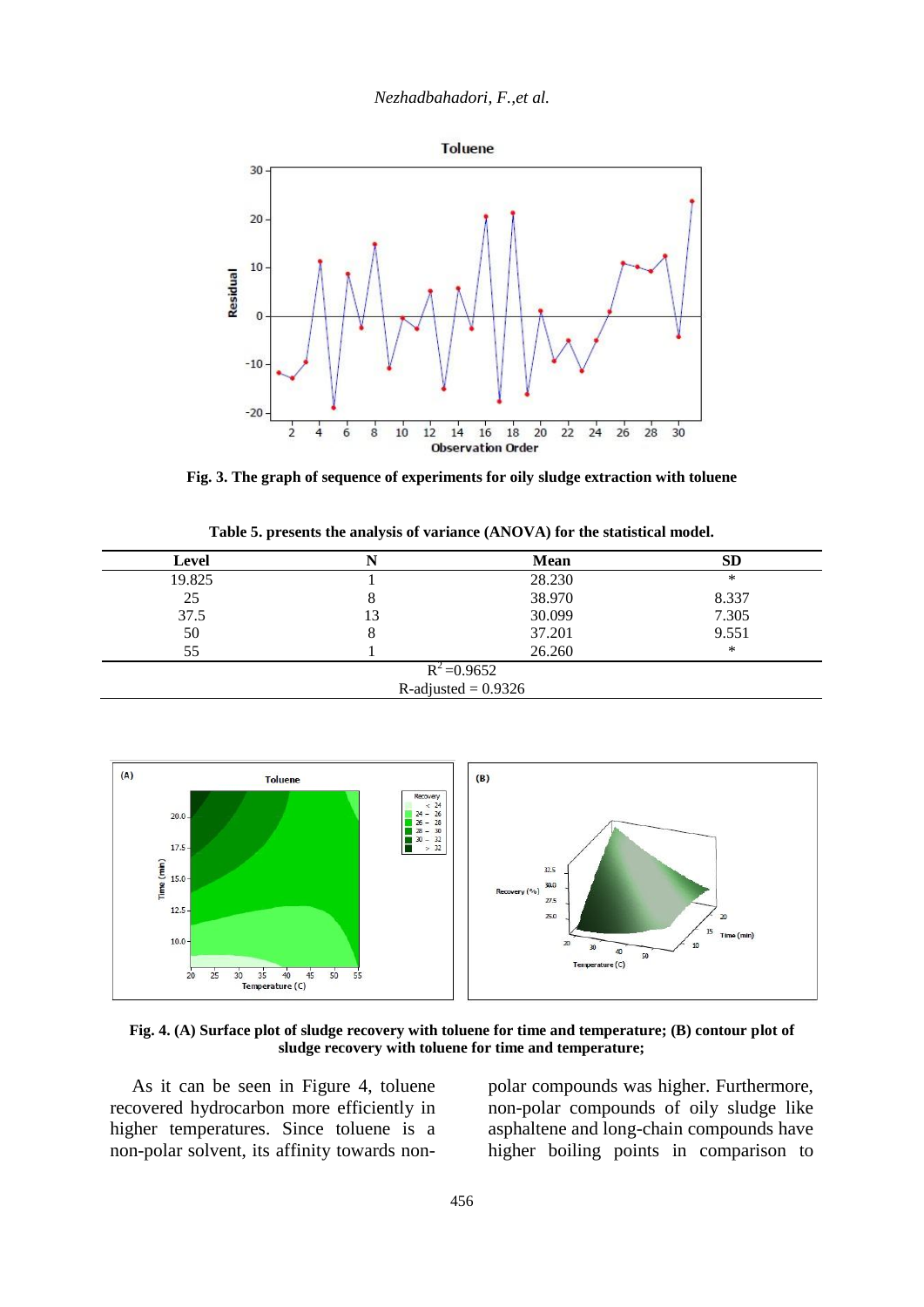**Fig. 3. The graph of sequence of experiments for oily sludge extraction with toluene**

**Table 5. presents the analysis of variance (ANOVA) for the statistical model.**

| Level | N | Mean | SD |
|---|---|---|---|
| 19.825 | 1 | 28.230 | * |
| 25 | 8 | 38.970 | 8.337 |
| 37.5 | 13 | 30.099 | 7.305 |
| 50 | 8 | 37.201 | 9.551 |
| 55 | 1 | 26.260 | * |
| $R^2$ =0.9652 | | | |
| R-adjusted = 0.9326 | | | |

**Fig. 4. (A) Surface plot of sludge recovery with toluene for time and temperature; (B) contour plot of sludge recovery with toluene for time and temperature;**

As it can be seen in Figure 4, toluene recovered hydrocarbon more efficiently in higher temperatures. Since toluene is a non-polar solvent, its affinity towards non-polar compounds was higher. Furthermore, non-polar compounds of oily sludge like asphaltene and long-chain compounds have higher boiling points in comparison to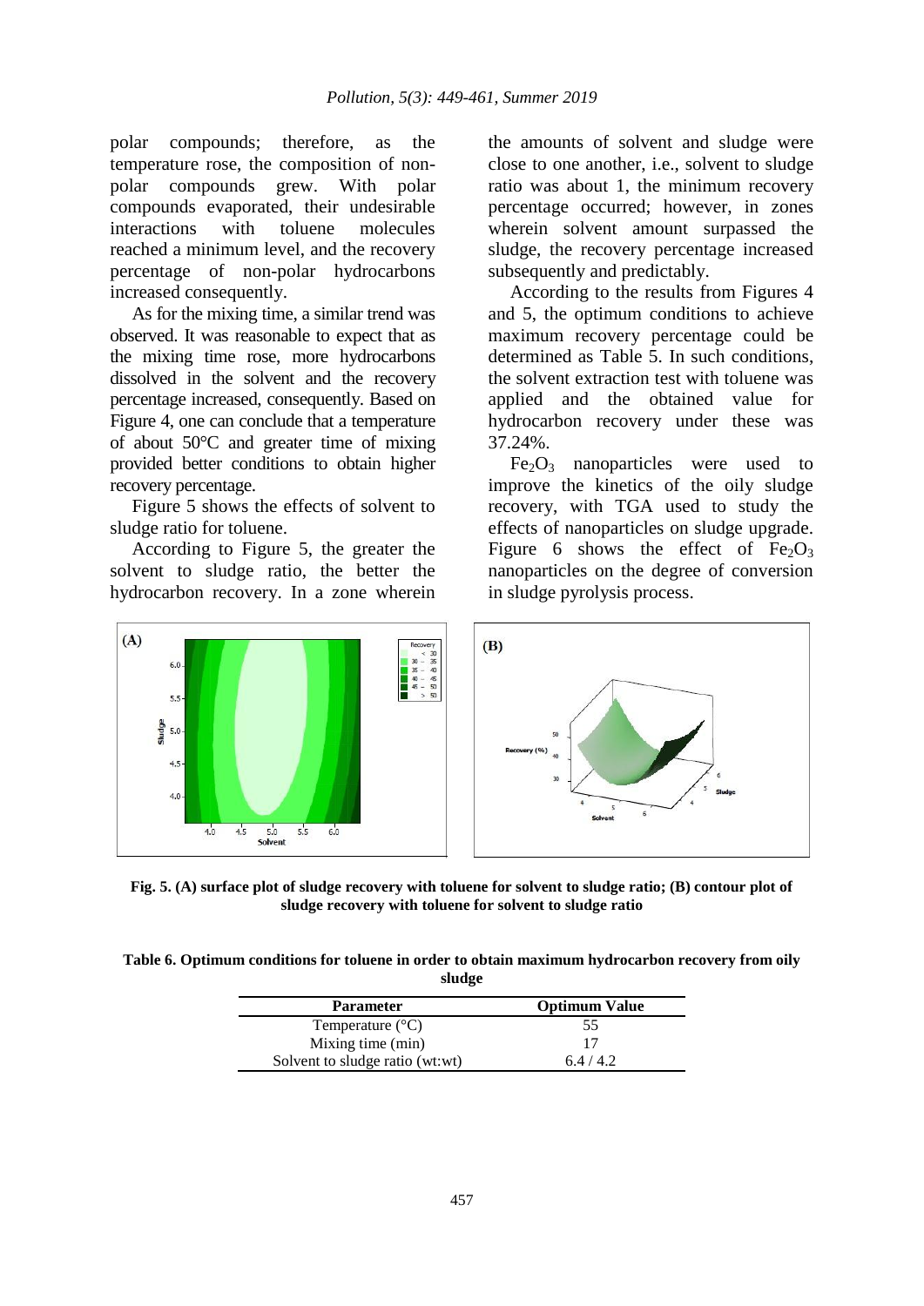polar compounds; therefore, as the temperature rose, the composition of non-polar compounds grew. With polar compounds evaporated, their undesirable interactions with toluene molecules reached a minimum level, and the recovery percentage of non-polar hydrocarbons increased consequently.

As for the mixing time, a similar trend was observed. It was reasonable to expect that as the mixing time rose, more hydrocarbons dissolved in the solvent and the recovery percentage increased, consequently. Based on Figure 4, one can conclude that a temperature of about 50°C and greater time of mixing provided better conditions to obtain higher recovery percentage.

Figure 5 shows the effects of solvent to sludge ratio for toluene.

According to Figure 5, the greater the solvent to sludge ratio, the better the hydrocarbon recovery. In a zone wherein the amounts of solvent and sludge were close to one another, i.e., solvent to sludge ratio was about 1, the minimum recovery percentage occurred; however, in zones wherein solvent amount surpassed the sludge, the recovery percentage increased subsequently and predictably.

According to the results from Figures 4 and 5, the optimum conditions to achieve maximum recovery percentage could be determined as Table 5. In such conditions, the solvent extraction test with toluene was applied and the obtained value for hydrocarbon recovery under these was 37.24%.

$Fe_2O_3$ nanoparticles were used to improve the kinetics of the oily sludge recovery, with TGA used to study the effects of nanoparticles on sludge upgrade. Figure 6 shows the effect of $Fe_2O_3$ nanoparticles on the degree of conversion in sludge pyrolysis process.

**Fig. 5. (A) surface plot of sludge recovery with toluene for solvent to sludge ratio; (B) contour plot of sludge recovery with toluene for solvent to sludge ratio**

**Table 6. Optimum conditions for toluene in order to obtain maximum hydrocarbon recovery from oily sludge**

| Parameter | Optimum Value |
|---|---|
| Temperature (°C) | 55 |
| Mixing time (min) | 17 |
| Solvent to sludge ratio (wt:wt) | 6.4 / 4.2 |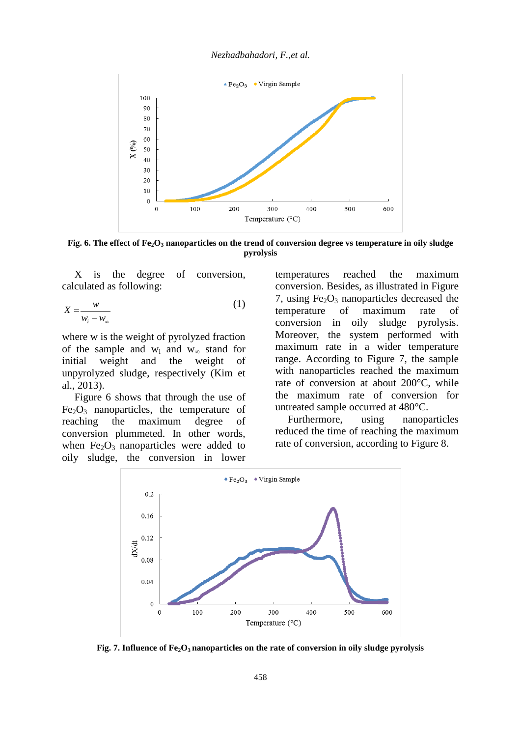**Fig. 6. The effect of $Fe_2O_3$ nanoparticles on the trend of conversion degree vs temperature in oily sludge pyrolysis**

X is the degree of conversion, calculated as following:

$$X = \frac{w}{w_i - w_\infty} \tag{1}$$

where w is the weight of pyrolyzed fraction of the sample and $w_i$ and $w_\infty$ stand for initial weight and the weight of unpyrolyzed sludge, respectively (Kim et al., 2013).

Figure 6 shows that through the use of $Fe_2O_3$ nanoparticles, the temperature of reaching the maximum degree of conversion plummeted. In other words, when $Fe_2O_3$ nanoparticles were added to oily sludge, the conversion in lower temperatures reached the maximum conversion. Besides, as illustrated in Figure 7, using $Fe_2O_3$ nanoparticles decreased the temperature of maximum rate of conversion in oily sludge pyrolysis. Moreover, the system performed with maximum rate in a wider temperature range. According to Figure 7, the sample with nanoparticles reached the maximum rate of conversion at about 200°C, while the maximum rate of conversion for untreated sample occurred at 480°C.

Furthermore, using nanoparticles reduced the time of reaching the maximum rate of conversion, according to Figure 8.

**Fig. 7. Influence of $Fe_2O_3$ nanoparticles on the rate of conversion in oily sludge pyrolysis**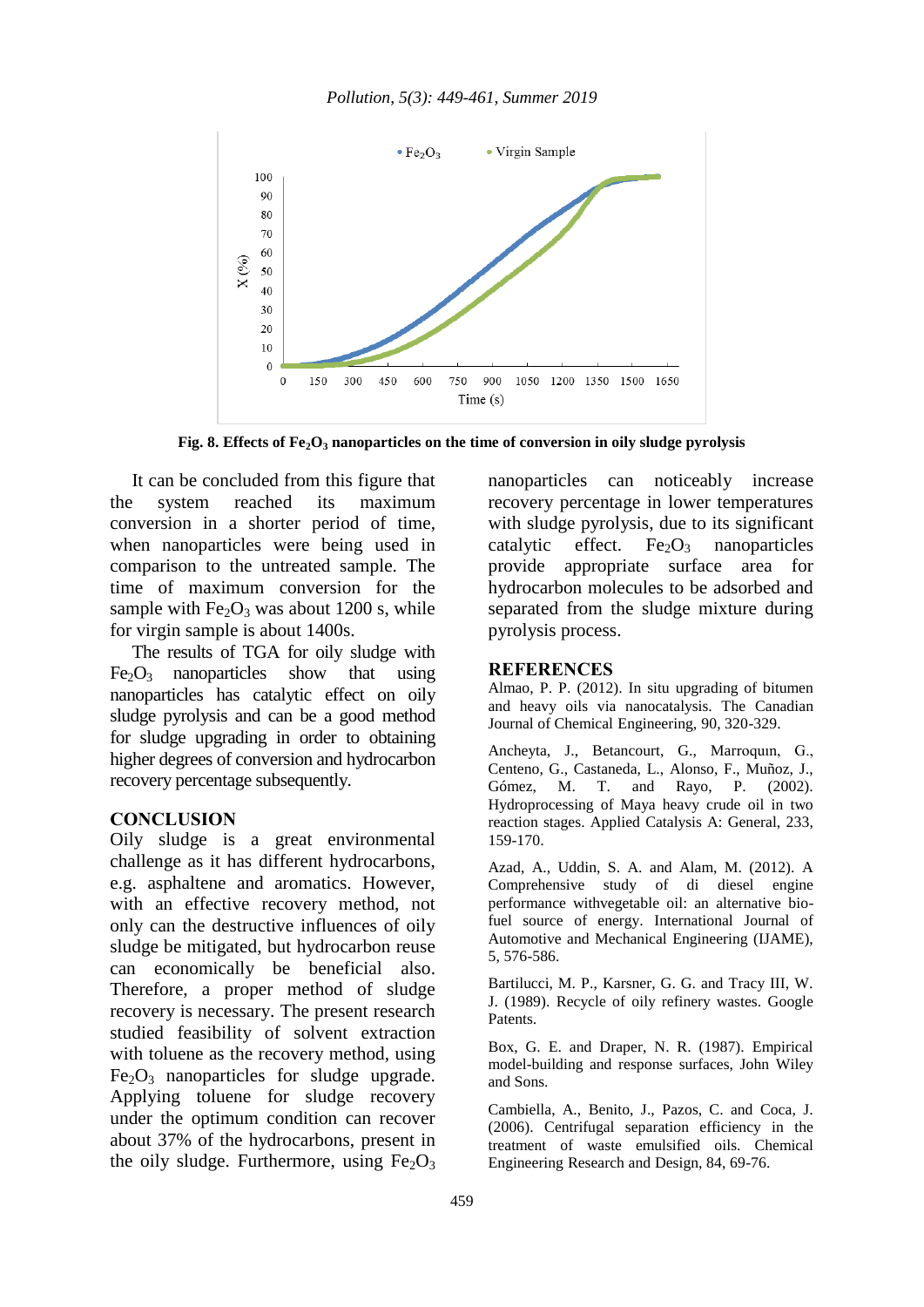Fig. 8. Effects of $Fe_2O_3$ nanoparticles on the time of conversion in oily sludge pyrolysis

It can be concluded from this figure that the system reached its maximum conversion in a shorter period of time, when nanoparticles were being used in comparison to the untreated sample. The time of maximum conversion for the sample with $Fe_2O_3$ was about 1200 s, while for virgin sample is about 1400s.

The results of TGA for oily sludge with $Fe_2O_3$ nanoparticles show that using nanoparticles has catalytic effect on oily sludge pyrolysis and can be a good method for sludge upgrading in order to obtaining higher degrees of conversion and hydrocarbon recovery percentage subsequently.

## CONCLUSION

Oily sludge is a great environmental challenge as it has different hydrocarbons, e.g. asphaltene and aromatics. However, with an effective recovery method, not only can the destructive influences of oily sludge be mitigated, but hydrocarbon reuse can economically be beneficial also. Therefore, a proper method of sludge recovery is necessary. The present research studied feasibility of solvent extraction with toluene as the recovery method, using $Fe_2O_3$ nanoparticles for sludge upgrade. Applying toluene for sludge recovery under the optimum condition can recover about 37% of the hydrocarbons, present in the oily sludge. Furthermore, using $Fe_2O_3$ nanoparticles can noticeably increase recovery percentage in lower temperatures with sludge pyrolysis, due to its significant catalytic effect. $Fe_2O_3$ nanoparticles provide appropriate surface area for hydrocarbon molecules to be adsorbed and separated from the sludge mixture during pyrolysis process.

## REFERENCES

Almao, P. P. (2012). In situ upgrading of bitumen and heavy oils via nanocatalysis. The Canadian Journal of Chemical Engineering, 90, 320-329.

Ancheyta, J., Betancourt, G., Marroquın, G., Centeno, G., Castaneda, L., Alonso, F., Muñoz, J., Gómez, M. T. and Rayo, P. (2002). Hydroprocessing of Maya heavy crude oil in two reaction stages. Applied Catalysis A: General, 233, 159-170.

Azad, A., Uddin, S. A. and Alam, M. (2012). A Comprehensive study of di diesel engine performance withvegetable oil: an alternative bio-fuel source of energy. International Journal of Automotive and Mechanical Engineering (IJAME), 5, 576-586.

Bartilucci, M. P., Karsner, G. G. and Tracy III, W. J. (1989). Recycle of oily refinery wastes. Google Patents.

Box, G. E. and Draper, N. R. (1987). Empirical model-building and response surfaces, John Wiley and Sons.

Cambiella, A., Benito, J., Pazos, C. and Coca, J. (2006). Centrifugal separation efficiency in the treatment of waste emulsified oils. Chemical Engineering Research and Design, 84, 69-76.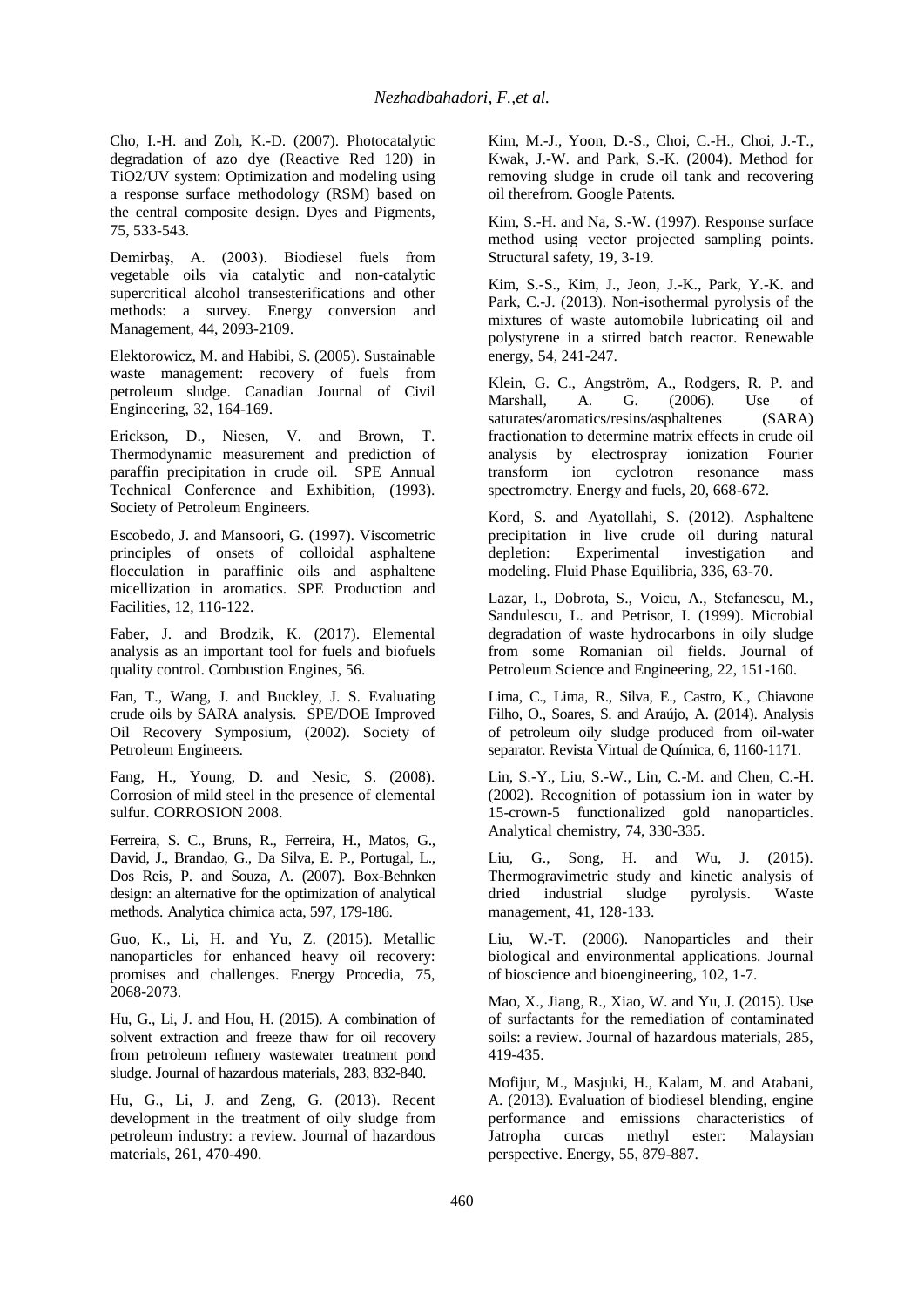Cho, I.-H. and Zoh, K.-D. (2007). Photocatalytic degradation of azo dye (Reactive Red 120) in TiO2/UV system: Optimization and modeling using a response surface methodology (RSM) based on the central composite design. Dyes and Pigments, 75, 533-543.

Demirbaş, A. (2003). Biodiesel fuels from vegetable oils via catalytic and non-catalytic supercritical alcohol transesterifications and other methods: a survey. Energy conversion and Management, 44, 2093-2109.

Elektorowicz, M. and Habibi, S. (2005). Sustainable waste management: recovery of fuels from petroleum sludge. Canadian Journal of Civil Engineering, 32, 164-169.

Erickson, D., Niesen, V. and Brown, T. Thermodynamic measurement and prediction of paraffin precipitation in crude oil. SPE Annual Technical Conference and Exhibition, (1993). Society of Petroleum Engineers.

Escobedo, J. and Mansoori, G. (1997). Viscometric principles of onsets of colloidal asphaltene flocculation in paraffinic oils and asphaltene micellization in aromatics. SPE Production and Facilities, 12, 116-122.

Faber, J. and Brodzik, K. (2017). Elemental analysis as an important tool for fuels and biofuels quality control. Combustion Engines, 56.

Fan, T., Wang, J. and Buckley, J. S. Evaluating crude oils by SARA analysis. SPE/DOE Improved Oil Recovery Symposium, (2002). Society of Petroleum Engineers.

Fang, H., Young, D. and Nesic, S. (2008). Corrosion of mild steel in the presence of elemental sulfur. CORROSION 2008.

Ferreira, S. C., Bruns, R., Ferreira, H., Matos, G., David, J., Brandao, G., Da Silva, E. P., Portugal, L., Dos Reis, P. and Souza, A. (2007). Box-Behnken design: an alternative for the optimization of analytical methods. Analytica chimica acta, 597, 179-186.

Guo, K., Li, H. and Yu, Z. (2015). Metallic nanoparticles for enhanced heavy oil recovery: promises and challenges. Energy Procedia, 75, 2068-2073.

Hu, G., Li, J. and Hou, H. (2015). A combination of solvent extraction and freeze thaw for oil recovery from petroleum refinery wastewater treatment pond sludge. Journal of hazardous materials, 283, 832-840.

Hu, G., Li, J. and Zeng, G. (2013). Recent development in the treatment of oily sludge from petroleum industry: a review. Journal of hazardous materials, 261, 470-490.

Kim, M.-J., Yoon, D.-S., Choi, C.-H., Choi, J.-T., Kwak, J.-W. and Park, S.-K. (2004). Method for removing sludge in crude oil tank and recovering oil therefrom. Google Patents.

Kim, S.-H. and Na, S.-W. (1997). Response surface method using vector projected sampling points. Structural safety, 19, 3-19.

Kim, S.-S., Kim, J., Jeon, J.-K., Park, Y.-K. and Park, C.-J. (2013). Non-isothermal pyrolysis of the mixtures of waste automobile lubricating oil and polystyrene in a stirred batch reactor. Renewable energy, 54, 241-247.

Klein, G. C., Angström, A., Rodgers, R. P. and Marshall, A. G. (2006). Use of saturates/aromatics/resins/asphaltenes (SARA) fractionation to determine matrix effects in crude oil analysis by electrospray ionization Fourier transform ion cyclotron resonance mass spectrometry. Energy and fuels, 20, 668-672.

Kord, S. and Ayatollahi, S. (2012). Asphaltene precipitation in live crude oil during natural depletion: Experimental investigation and modeling. Fluid Phase Equilibria, 336, 63-70.

Lazar, I., Dobrota, S., Voicu, A., Stefanescu, M., Sandulescu, L. and Petrisor, I. (1999). Microbial degradation of waste hydrocarbons in oily sludge from some Romanian oil fields. Journal of Petroleum Science and Engineering, 22, 151-160.

Lima, C., Lima, R., Silva, E., Castro, K., Chiavone Filho, O., Soares, S. and Araújo, A. (2014). Analysis of petroleum oily sludge produced from oil-water separator. Revista Virtual de Química, 6, 1160-1171.

Lin, S.-Y., Liu, S.-W., Lin, C.-M. and Chen, C.-H. (2002). Recognition of potassium ion in water by 15-crown-5 functionalized gold nanoparticles. Analytical chemistry, 74, 330-335.

Liu, G., Song, H. and Wu, J. (2015). Thermogravimetric study and kinetic analysis of dried industrial sludge pyrolysis. Waste management, 41, 128-133.

Liu, W.-T. (2006). Nanoparticles and their biological and environmental applications. Journal of bioscience and bioengineering, 102, 1-7.

Mao, X., Jiang, R., Xiao, W. and Yu, J. (2015). Use of surfactants for the remediation of contaminated soils: a review. Journal of hazardous materials, 285, 419-435.

Mofijur, M., Masjuki, H., Kalam, M. and Atabani, A. (2013). Evaluation of biodiesel blending, engine performance and emissions characteristics of Jatropha curcas methyl ester: Malaysian perspective. Energy, 55, 879-887.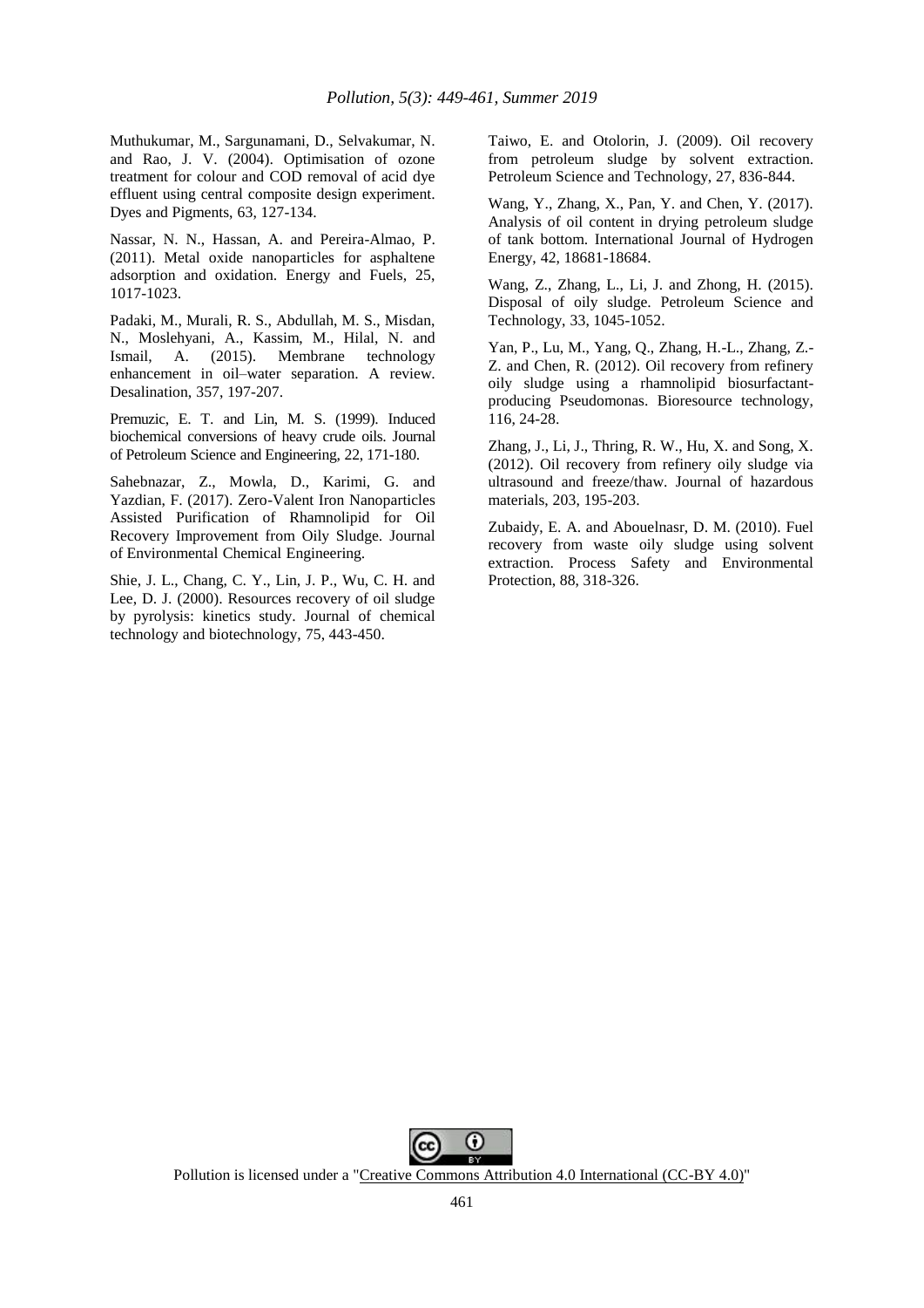Muthukumar, M., Sargunamani, D., Selvakumar, N. and Rao, J. V. (2004). Optimisation of ozone treatment for colour and COD removal of acid dye effluent using central composite design experiment. Dyes and Pigments, 63, 127-134.

Nassar, N. N., Hassan, A. and Pereira-Almao, P. (2011). Metal oxide nanoparticles for asphaltene adsorption and oxidation. Energy and Fuels, 25, 1017-1023.

Padaki, M., Murali, R. S., Abdullah, M. S., Misdan, N., Moslehyani, A., Kassim, M., Hilal, N. and Ismail, A. (2015). Membrane technology enhancement in oil–water separation. A review. Desalination, 357, 197-207.

Premuzic, E. T. and Lin, M. S. (1999). Induced biochemical conversions of heavy crude oils. Journal of Petroleum Science and Engineering, 22, 171-180.

Sahebnazar, Z., Mowla, D., Karimi, G. and Yazdian, F. (2017). Zero-Valent Iron Nanoparticles Assisted Purification of Rhamnolipid for Oil Recovery Improvement from Oily Sludge. Journal of Environmental Chemical Engineering.

Shie, J. L., Chang, C. Y., Lin, J. P., Wu, C. H. and Lee, D. J. (2000). Resources recovery of oil sludge by pyrolysis: kinetics study. Journal of chemical technology and biotechnology, 75, 443-450.

Taiwo, E. and Otolorin, J. (2009). Oil recovery from petroleum sludge by solvent extraction. Petroleum Science and Technology, 27, 836-844.

Wang, Y., Zhang, X., Pan, Y. and Chen, Y. (2017). Analysis of oil content in drying petroleum sludge of tank bottom. International Journal of Hydrogen Energy, 42, 18681-18684.

Wang, Z., Zhang, L., Li, J. and Zhong, H. (2015). Disposal of oily sludge. Petroleum Science and Technology, 33, 1045-1052.

Yan, P., Lu, M., Yang, Q., Zhang, H.-L., Zhang, Z.-Z. and Chen, R. (2012). Oil recovery from refinery oily sludge using a rhamnolipid biosurfactant-producing Pseudomonas. Bioresource technology, 116, 24-28.

Zhang, J., Li, J., Thring, R. W., Hu, X. and Song, X. (2012). Oil recovery from refinery oily sludge via ultrasound and freeze/thaw. Journal of hazardous materials, 203, 195-203.

Zubaidy, E. A. and Abouelnasr, D. M. (2010). Fuel recovery from waste oily sludge using solvent extraction. Process Safety and Environmental Protection, 88, 318-326.

Pollution is licensed under a "Creative Commons Attribution 4.0 International (CC-BY 4.0)"